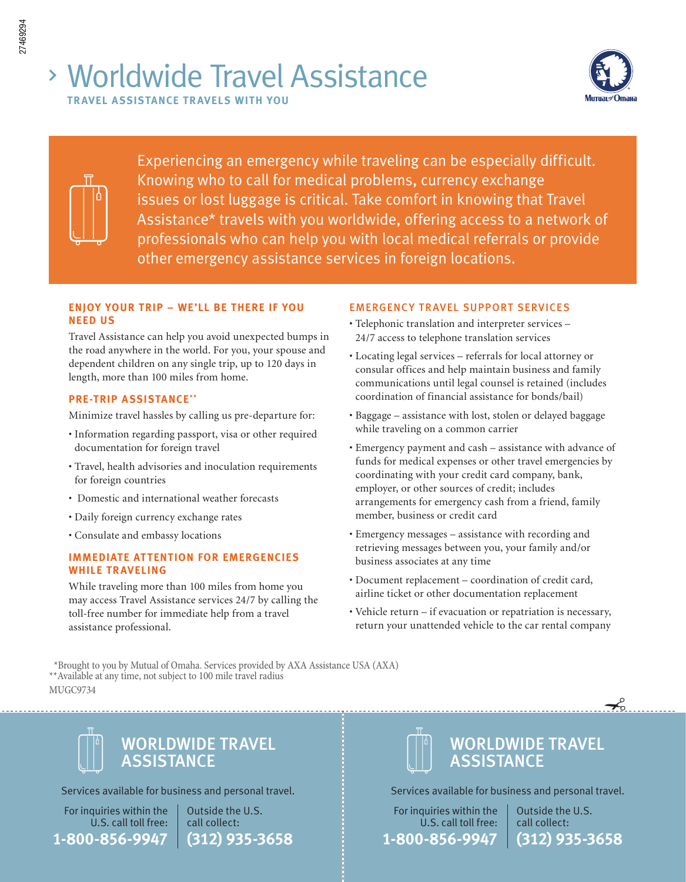# › Worldwide Travel Assistance

**TRAVEL ASSISTANCE TRAVELS WITH YOU**

Experiencing an emergency while traveling can be especially difficult. Knowing who to call for medical problems, currency exchange issues or lost luggage is critical. Take comfort in knowing that Travel Assistance* travels with you worldwide, offering access to a network of professionals who can help you with local medical referrals or provide other emergency assistance services in foreign locations.

## ENJOY YOUR TRIP – WE'LL BE THERE IF YOU NEED US

Travel Assistance can help you avoid unexpected bumps in the road anywhere in the world. For you, your spouse and dependent children on any single trip, up to 120 days in length, more than 100 miles from home.

## PRE-TRIP ASSISTANCE**

Minimize travel hassles by calling us pre-departure for:

- Information regarding passport, visa or other required documentation for foreign travel
- Travel, health advisories and inoculation requirements for foreign countries
- Domestic and international weather forecasts
- Daily foreign currency exchange rates
- Consulate and embassy locations

## IMMEDIATE ATTENTION FOR EMERGENCIES WHILE TRAVELING

While traveling more than 100 miles from home you may access Travel Assistance services 24/7 by calling the toll-free number for immediate help from a travel assistance professional.

## EMERGENCY TRAVEL SUPPORT SERVICES

- Telephonic translation and interpreter services – 24/7 access to telephone translation services
- Locating legal services – referrals for local attorney or consular offices and help maintain business and family communications until legal counsel is retained (includes coordination of financial assistance for bonds/bail)
- Baggage – assistance with lost, stolen or delayed baggage while traveling on a common carrier
- Emergency payment and cash – assistance with advance of funds for medical expenses or other travel emergencies by coordinating with your credit card company, bank, employer, or other sources of credit; includes arrangements for emergency cash from a friend, family member, business or credit card
- Emergency messages – assistance with recording and retrieving messages between you, your family and/or business associates at any time
- Document replacement – coordination of credit card, airline ticket or other documentation replacement
- Vehicle return – if evacuation or repatriation is necessary, return your unattended vehicle to the car rental company

*Brought to you by Mutual of Omaha. Services provided by AXA Assistance USA (AXA)
**Available at any time, not subject to 100 mile travel radius
MUGC9734

---

## WORLDWIDE TRAVEL ASSISTANCE

Services available for business and personal travel.

For inquiries within the U.S. call toll free: **1-800-856-9947**

Outside the U.S. call collect: **(312) 935-3658**

## WORLDWIDE TRAVEL ASSISTANCE

Services available for business and personal travel.

For inquiries within the U.S. call toll free: **1-800-856-9947**

Outside the U.S. call collect: **(312) 935-3658**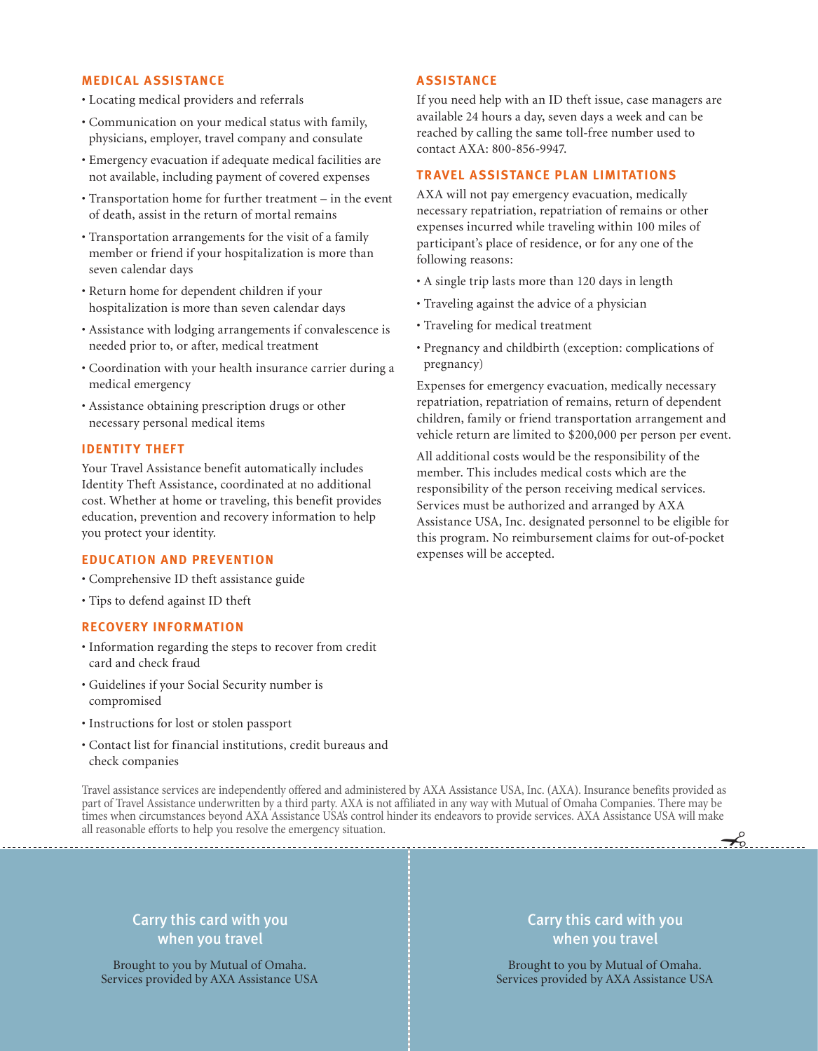## MEDICAL ASSISTANCE

- Locating medical providers and referrals
- Communication on your medical status with family, physicians, employer, travel company and consulate
- Emergency evacuation if adequate medical facilities are not available, including payment of covered expenses
- Transportation home for further treatment – in the event of death, assist in the return of mortal remains
- Transportation arrangements for the visit of a family member or friend if your hospitalization is more than seven calendar days
- Return home for dependent children if your hospitalization is more than seven calendar days
- Assistance with lodging arrangements if convalescence is needed prior to, or after, medical treatment
- Coordination with your health insurance carrier during a medical emergency
- Assistance obtaining prescription drugs or other necessary personal medical items

## IDENTITY THEFT

Your Travel Assistance benefit automatically includes Identity Theft Assistance, coordinated at no additional cost. Whether at home or traveling, this benefit provides education, prevention and recovery information to help you protect your identity.

## EDUCATION AND PREVENTION

- Comprehensive ID theft assistance guide
- Tips to defend against ID theft

## RECOVERY INFORMATION

- Information regarding the steps to recover from credit card and check fraud
- Guidelines if your Social Security number is compromised
- Instructions for lost or stolen passport
- Contact list for financial institutions, credit bureaus and check companies

## ASSISTANCE

If you need help with an ID theft issue, case managers are available 24 hours a day, seven days a week and can be reached by calling the same toll-free number used to contact AXA: 800-856-9947.

## TRAVEL ASSISTANCE PLAN LIMITATIONS

AXA will not pay emergency evacuation, medically necessary repatriation, repatriation of remains or other expenses incurred while traveling within 100 miles of participant's place of residence, or for any one of the following reasons:

- A single trip lasts more than 120 days in length
- Traveling against the advice of a physician
- Traveling for medical treatment
- Pregnancy and childbirth (exception: complications of pregnancy)

Expenses for emergency evacuation, medically necessary repatriation, repatriation of remains, return of dependent children, family or friend transportation arrangement and vehicle return are limited to $200,000 per person per event.

All additional costs would be the responsibility of the member. This includes medical costs which are the responsibility of the person receiving medical services. Services must be authorized and arranged by AXA Assistance USA, Inc. designated personnel to be eligible for this program. No reimbursement claims for out-of-pocket expenses will be accepted.

Travel assistance services are independently offered and administered by AXA Assistance USA, Inc. (AXA). Insurance benefits provided as part of Travel Assistance underwritten by a third party. AXA is not affiliated in any way with Mutual of Omaha Companies. There may be times when circumstances beyond AXA Assistance USA's control hinder its endeavors to provide services. AXA Assistance USA will make all reasonable efforts to help you resolve the emergency situation.

Carry this card with you when you travel

Brought to you by Mutual of Omaha.
Services provided by AXA Assistance USA

Carry this card with you when you travel

Brought to you by Mutual of Omaha.
Services provided by AXA Assistance USA